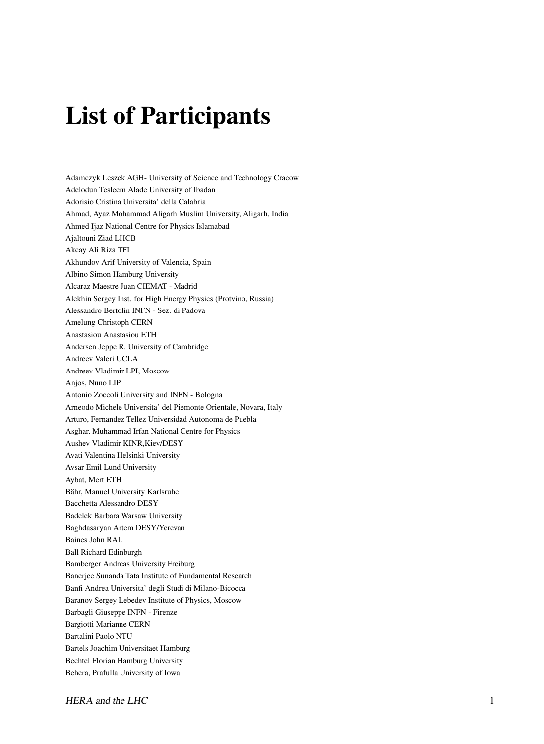# List of Participants

Adamczyk Leszek AGH- University of Science and Technology Cracow
Adelodun Tesleem Alade University of Ibadan
Adorisio Cristina Universita' della Calabria
Ahmad, Ayaz Mohammad Aligarh Muslim University, Aligarh, India
Ahmed Ijaz National Centre for Physics Islamabad
Ajaltouni Ziad LHCB
Akcay Ali Riza TFI
Akhundov Arif University of Valencia, Spain
Albino Simon Hamburg University
Alcaraz Maestre Juan CIEMAT - Madrid
Alekhin Sergey Inst. for High Energy Physics (Protvino, Russia)
Alessandro Bertolin INFN - Sez. di Padova
Amelung Christoph CERN
Anastasiou Anastasiou ETH
Andersen Jeppe R. University of Cambridge
Andreev Valeri UCLA
Andreev Vladimir LPI, Moscow
Anjos, Nuno LIP
Antonio Zoccoli University and INFN - Bologna
Arneodo Michele Universita' del Piemonte Orientale, Novara, Italy
Arturo, Fernandez Tellez Universidad Autonoma de Puebla
Asghar, Muhammad Irfan National Centre for Physics
Aushev Vladimir KINR,Kiev/DESY
Avati Valentina Helsinki University
Avsar Emil Lund University
Aybat, Mert ETH
Bähr, Manuel University Karlsruhe
Bacchetta Alessandro DESY
Badelek Barbara Warsaw University
Baghdasaryan Artem DESY/Yerevan
Baines John RAL
Ball Richard Edinburgh
Bamberger Andreas University Freiburg
Banerjee Sunanda Tata Institute of Fundamental Research
Banfi Andrea Universita' degli Studi di Milano-Bicocca
Baranov Sergey Lebedev Institute of Physics, Moscow
Barbagli Giuseppe INFN - Firenze
Bargiotti Marianne CERN
Bartalini Paolo NTU
Bartels Joachim Universitaet Hamburg
Bechtel Florian Hamburg University
Behera, Prafulla University of Iowa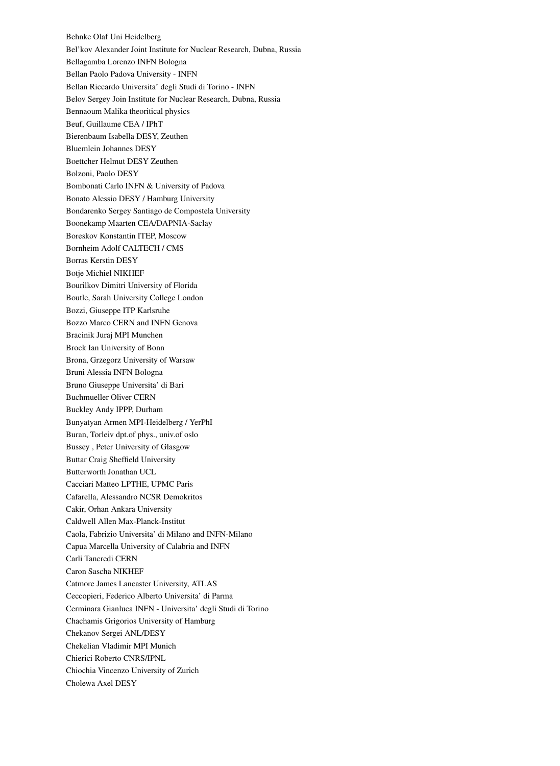Behnke Olaf Uni Heidelberg

Bel'kov Alexander Joint Institute for Nuclear Research, Dubna, Russia

Bellagamba Lorenzo INFN Bologna

Bellan Paolo Padova University - INFN

Bellan Riccardo Universita' degli Studi di Torino - INFN

Belov Sergey Join Institute for Nuclear Research, Dubna, Russia

Bennaoum Malika theoritical physics

Beuf, Guillaume CEA / IPhT

Bierenbaum Isabella DESY, Zeuthen

Bluemlein Johannes DESY

Boettcher Helmut DESY Zeuthen

Bolzoni, Paolo DESY

Bombonati Carlo INFN & University of Padova

Bonato Alessio DESY / Hamburg University

Bondarenko Sergey Santiago de Compostela University

Boonekamp Maarten CEA/DAPNIA-Saclay

Boreskov Konstantin ITEP, Moscow

Bornheim Adolf CALTECH / CMS

Borras Kerstin DESY

Botje Michiel NIKHEF

Bourilkov Dimitri University of Florida

Boutle, Sarah University College London

Bozzi, Giuseppe ITP Karlsruhe

Bozzo Marco CERN and INFN Genova

Bracinik Juraj MPI Munchen

Brock Ian University of Bonn

Brona, Grzegorz University of Warsaw

Bruni Alessia INFN Bologna

Bruno Giuseppe Universita' di Bari

Buchmueller Oliver CERN

Buckley Andy IPPP, Durham

Bunyatyan Armen MPI-Heidelberg / YerPhI

Buran, Torleiv dpt.of phys., univ.of oslo

Bussey , Peter University of Glasgow

Buttar Craig Sheffield University

Butterworth Jonathan UCL

Cacciari Matteo LPTHE, UPMC Paris

Cafarella, Alessandro NCSR Demokritos

Cakir, Orhan Ankara University

Caldwell Allen Max-Planck-Institut

Caola, Fabrizio Universita' di Milano and INFN-Milano

Capua Marcella University of Calabria and INFN

Carli Tancredi CERN

Caron Sascha NIKHEF

Catmore James Lancaster University, ATLAS

Ceccopieri, Federico Alberto Universita' di Parma

Cerminara Gianluca INFN - Universita' degli Studi di Torino

Chachamis Grigorios University of Hamburg

Chekanov Sergei ANL/DESY

Chekelian Vladimir MPI Munich

Chierici Roberto CNRS/IPNL

Chiochia Vincenzo University of Zurich

Cholewa Axel DESY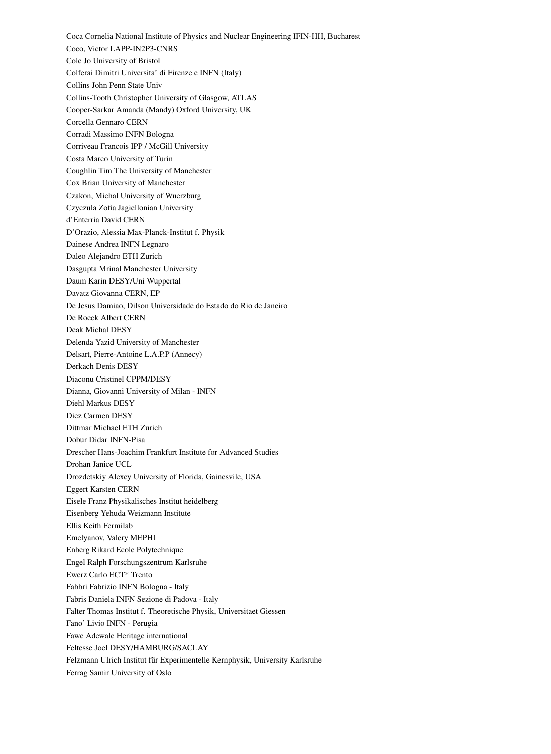Coca Cornelia National Institute of Physics and Nuclear Engineering IFIN-HH, Bucharest

Coco, Victor LAPP-IN2P3-CNRS

Cole Jo University of Bristol

Colferai Dimitri Universita' di Firenze e INFN (Italy)

Collins John Penn State Univ

Collins-Tooth Christopher University of Glasgow, ATLAS

Cooper-Sarkar Amanda (Mandy) Oxford University, UK

Corcella Gennaro CERN

Corradi Massimo INFN Bologna

Corriveau Francois IPP / McGill University

Costa Marco University of Turin

Coughlin Tim The University of Manchester

Cox Brian University of Manchester

Czakon, Michal University of Wuerzburg

Czyczula Zofia Jagiellonian University

d'Enterria David CERN

D'Orazio, Alessia Max-Planck-Institut f. Physik

Dainese Andrea INFN Legnaro

Daleo Alejandro ETH Zurich

Dasgupta Mrinal Manchester University

Daum Karin DESY/Uni Wuppertal

Davatz Giovanna CERN, EP

De Jesus Damiao, Dilson Universidade do Estado do Rio de Janeiro

De Roeck Albert CERN

Deak Michal DESY

Delenda Yazid University of Manchester

Delsart, Pierre-Antoine L.A.P.P (Annecy)

Derkach Denis DESY

Diaconu Cristinel CPPM/DESY

Dianna, Giovanni University of Milan - INFN

Diehl Markus DESY

Diez Carmen DESY

Dittmar Michael ETH Zurich

Dobur Didar INFN-Pisa

Drescher Hans-Joachim Frankfurt Institute for Advanced Studies

Drohan Janice UCL

Drozdetskiy Alexey University of Florida, Gainesvile, USA

Eggert Karsten CERN

Eisele Franz Physikalisches Institut heidelberg

Eisenberg Yehuda Weizmann Institute

Ellis Keith Fermilab

Emelyanov, Valery MEPHI

Enberg Rikard Ecole Polytechnique

Engel Ralph Forschungszentrum Karlsruhe

Ewerz Carlo ECT* Trento

Fabbri Fabrizio INFN Bologna - Italy

Fabris Daniela INFN Sezione di Padova - Italy

Falter Thomas Institut f. Theoretische Physik, Universitaet Giessen

Fano' Livio INFN - Perugia

Fawe Adewale Heritage international

Feltesse Joel DESY/HAMBURG/SACLAY

Felzmann Ulrich Institut für Experimentelle Kernphysik, University Karlsruhe

Ferrag Samir University of Oslo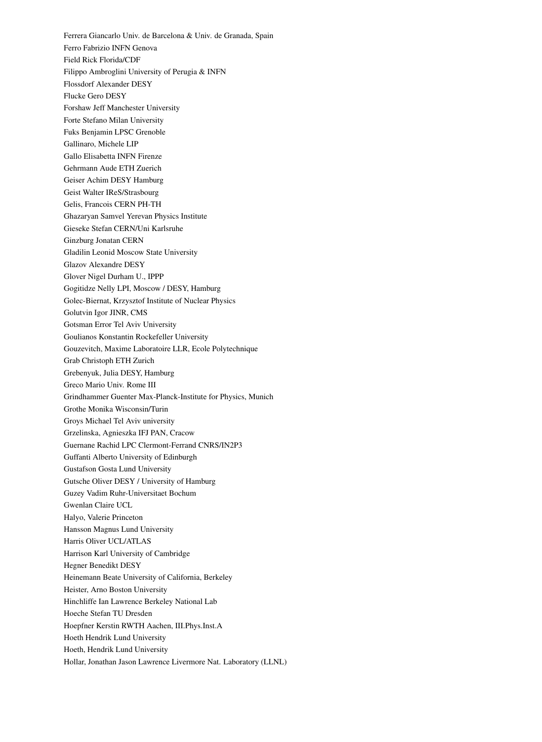Ferrera Giancarlo Univ. de Barcelona & Univ. de Granada, Spain

Ferro Fabrizio INFN Genova

Field Rick Florida/CDF

Filippo Ambroglini University of Perugia & INFN

Flossdorf Alexander DESY

Flucke Gero DESY

Forshaw Jeff Manchester University

Forte Stefano Milan University

Fuks Benjamin LPSC Grenoble

Gallinaro, Michele LIP

Gallo Elisabetta INFN Firenze

Gehrmann Aude ETH Zuerich

Geiser Achim DESY Hamburg

Geist Walter IReS/Strasbourg

Gelis, Francois CERN PH-TH

Ghazaryan Samvel Yerevan Physics Institute

Gieseke Stefan CERN/Uni Karlsruhe

Ginzburg Jonatan CERN

Gladilin Leonid Moscow State University

Glazov Alexandre DESY

Glover Nigel Durham U., IPPP

Gogitidze Nelly LPI, Moscow / DESY, Hamburg

Golec-Biernat, Krzysztof Institute of Nuclear Physics

Golutvin Igor JINR, CMS

Gotsman Error Tel Aviv University

Goulianos Konstantin Rockefeller University

Gouzevitch, Maxime Laboratoire LLR, Ecole Polytechnique

Grab Christoph ETH Zurich

Grebenyuk, Julia DESY, Hamburg

Greco Mario Univ. Rome III

Grindhammer Guenter Max-Planck-Institute for Physics, Munich

Grothe Monika Wisconsin/Turin

Groys Michael Tel Aviv university

Grzelinska, Agnieszka IFJ PAN, Cracow

Guernane Rachid LPC Clermont-Ferrand CNRS/IN2P3

Guffanti Alberto University of Edinburgh

Gustafson Gosta Lund University

Gutsche Oliver DESY / University of Hamburg

Guzey Vadim Ruhr-Universitaet Bochum

Gwenlan Claire UCL

Halyo, Valerie Princeton

Hansson Magnus Lund University

Harris Oliver UCL/ATLAS

Harrison Karl University of Cambridge

Hegner Benedikt DESY

Heinemann Beate University of California, Berkeley

Heister, Arno Boston University

Hinchliffe Ian Lawrence Berkeley National Lab

Hoeche Stefan TU Dresden

Hoepfner Kerstin RWTH Aachen, III.Phys.Inst.A

Hoeth Hendrik Lund University

Hoeth, Hendrik Lund University

Hollar, Jonathan Jason Lawrence Livermore Nat. Laboratory (LLNL)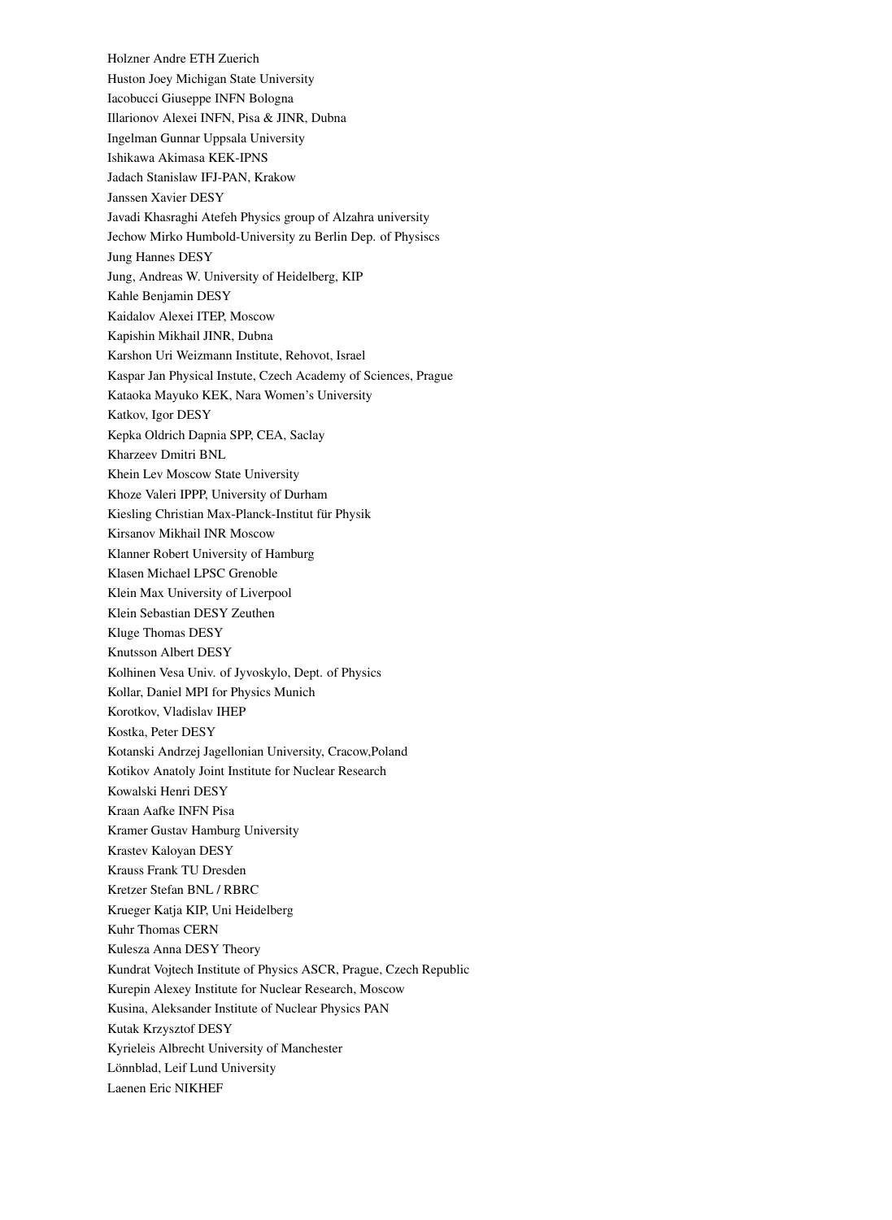Holzner Andre ETH Zuerich

Huston Joey Michigan State University

Iacobucci Giuseppe INFN Bologna

Illarionov Alexei INFN, Pisa & JINR, Dubna

Ingelman Gunnar Uppsala University

Ishikawa Akimasa KEK-IPNS

Jadach Stanislaw IFJ-PAN, Krakow

Janssen Xavier DESY

Javadi Khasraghi Atefeh Physics group of Alzahra university

Jechow Mirko Humbold-University zu Berlin Dep. of Physiscs

Jung Hannes DESY

Jung, Andreas W. University of Heidelberg, KIP

Kahle Benjamin DESY

Kaidalov Alexei ITEP, Moscow

Kapishin Mikhail JINR, Dubna

Karshon Uri Weizmann Institute, Rehovot, Israel

Kaspar Jan Physical Instute, Czech Academy of Sciences, Prague

Kataoka Mayuko KEK, Nara Women's University

Katkov, Igor DESY

Kepka Oldrich Dapnia SPP, CEA, Saclay

Kharzeev Dmitri BNL

Khein Lev Moscow State University

Khoze Valeri IPPP, University of Durham

Kiesling Christian Max-Planck-Institut für Physik

Kirsanov Mikhail INR Moscow

Klanner Robert University of Hamburg

Klasen Michael LPSC Grenoble

Klein Max University of Liverpool

Klein Sebastian DESY Zeuthen

Kluge Thomas DESY

Knutsson Albert DESY

Kolhinen Vesa Univ. of Jyvoskylo, Dept. of Physics

Kollar, Daniel MPI for Physics Munich

Korotkov, Vladislav IHEP

Kostka, Peter DESY

Kotanski Andrzej Jagellonian University, Cracow,Poland

Kotikov Anatoly Joint Institute for Nuclear Research

Kowalski Henri DESY

Kraan Aafke INFN Pisa

Kramer Gustav Hamburg University

Krastev Kaloyan DESY

Krauss Frank TU Dresden

Kretzer Stefan BNL / RBRC

Krueger Katja KIP, Uni Heidelberg

Kuhr Thomas CERN

Kulesza Anna DESY Theory

Kundrat Vojtech Institute of Physics ASCR, Prague, Czech Republic

Kurepin Alexey Institute for Nuclear Research, Moscow

Kusina, Aleksander Institute of Nuclear Physics PAN

Kutak Krzysztof DESY

Kyrieleis Albrecht University of Manchester

Lönnblad, Leif Lund University

Laenen Eric NIKHEF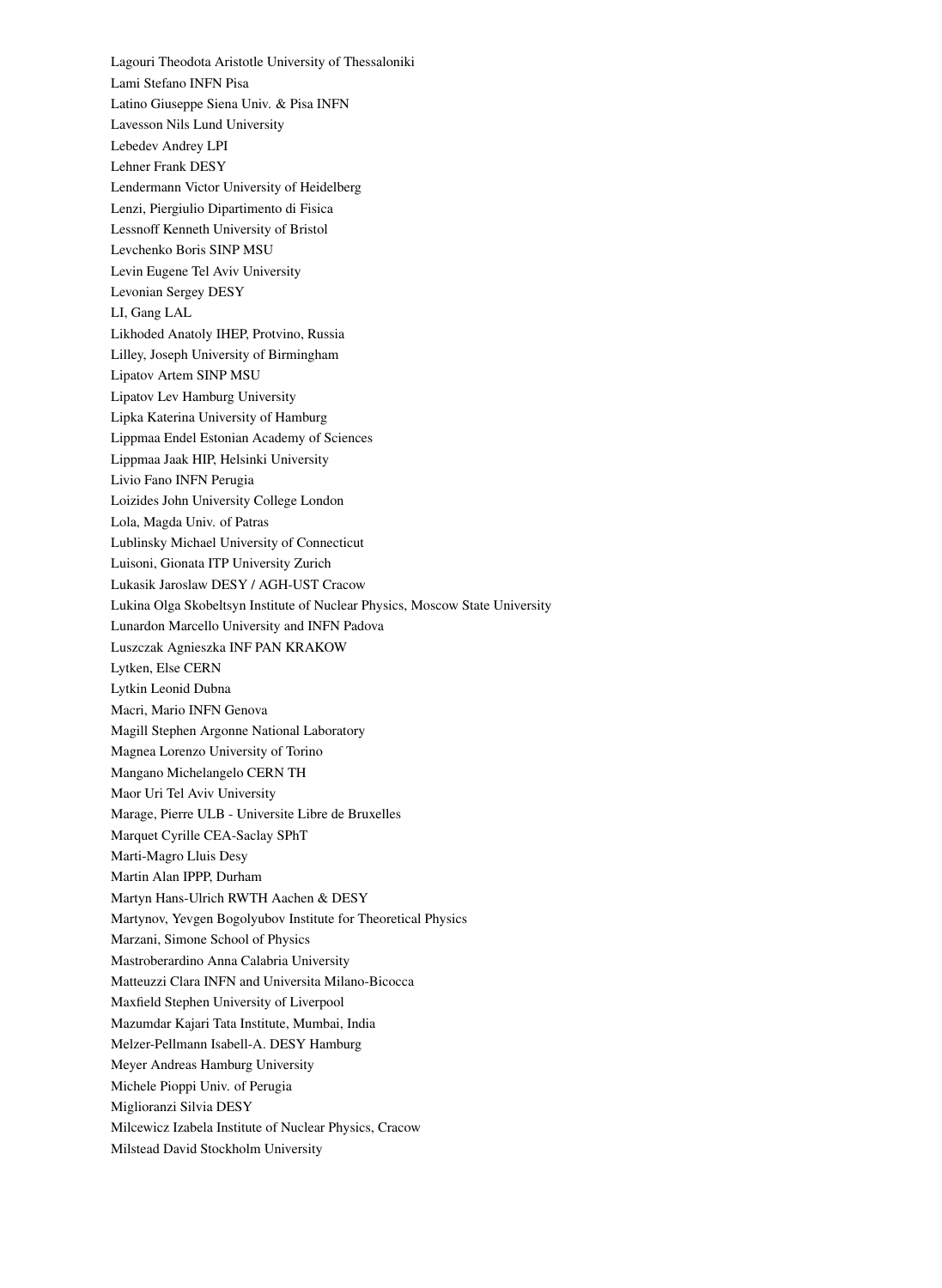Lagouri Theodota Aristotle University of Thessaloniki

Lami Stefano INFN Pisa

Latino Giuseppe Siena Univ. & Pisa INFN

Lavesson Nils Lund University

Lebedev Andrey LPI

Lehner Frank DESY

Lendermann Victor University of Heidelberg

Lenzi, Piergiulio Dipartimento di Fisica

Lessnoff Kenneth University of Bristol

Levchenko Boris SINP MSU

Levin Eugene Tel Aviv University

Levonian Sergey DESY

LI, Gang LAL

Likhoded Anatoly IHEP, Protvino, Russia

Lilley, Joseph University of Birmingham

Lipatov Artem SINP MSU

Lipatov Lev Hamburg University

Lipka Katerina University of Hamburg

Lippmaa Endel Estonian Academy of Sciences

Lippmaa Jaak HIP, Helsinki University

Livio Fano INFN Perugia

Loizides John University College London

Lola, Magda Univ. of Patras

Lublinsky Michael University of Connecticut

Luisoni, Gionata ITP University Zurich

Lukasik Jaroslaw DESY / AGH-UST Cracow

Lukina Olga Skobeltsyn Institute of Nuclear Physics, Moscow State University

Lunardon Marcello University and INFN Padova

Luszczak Agnieszka INF PAN KRAKOW

Lytken, Else CERN

Lytkin Leonid Dubna

Macri, Mario INFN Genova

Magill Stephen Argonne National Laboratory

Magnea Lorenzo University of Torino

Mangano Michelangelo CERN TH

Maor Uri Tel Aviv University

Marage, Pierre ULB - Universite Libre de Bruxelles

Marquet Cyrille CEA-Saclay SPhT

Marti-Magro Lluis Desy

Martin Alan IPPP, Durham

Martyn Hans-Ulrich RWTH Aachen & DESY

Martynov, Yevgen Bogolyubov Institute for Theoretical Physics

Marzani, Simone School of Physics

Mastroberardino Anna Calabria University

Matteuzzi Clara INFN and Universita Milano-Bicocca

Maxfield Stephen University of Liverpool

Mazumdar Kajari Tata Institute, Mumbai, India

Melzer-Pellmann Isabell-A. DESY Hamburg

Meyer Andreas Hamburg University

Michele Pioppi Univ. of Perugia

Miglioranzi Silvia DESY

Milcewicz Izabela Institute of Nuclear Physics, Cracow

Milstead David Stockholm University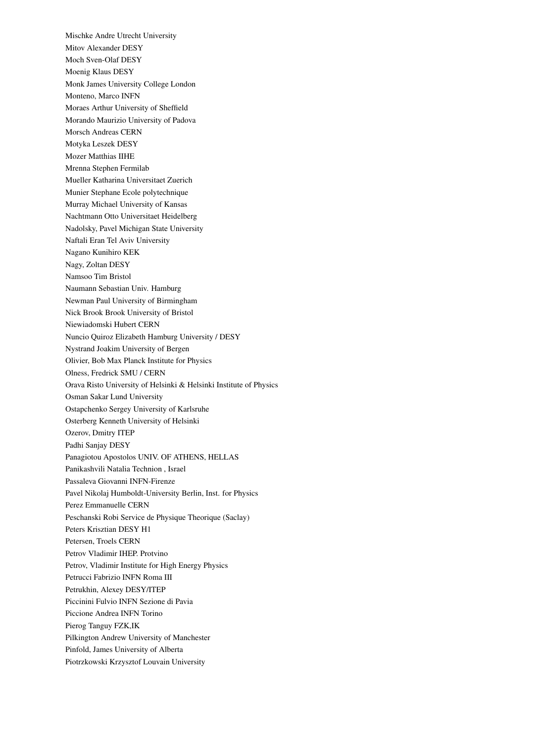Mischke Andre Utrecht University

Mitov Alexander DESY

Moch Sven-Olaf DESY

Moenig Klaus DESY

Monk James University College London

Monteno, Marco INFN

Moraes Arthur University of Sheffield

Morando Maurizio University of Padova

Morsch Andreas CERN

Motyka Leszek DESY

Mozer Matthias IIHE

Mrenna Stephen Fermilab

Mueller Katharina Universitaet Zuerich

Munier Stephane Ecole polytechnique

Murray Michael University of Kansas

Nachtmann Otto Universitaet Heidelberg

Nadolsky, Pavel Michigan State University

Naftali Eran Tel Aviv University

Nagano Kunihiro KEK

Nagy, Zoltan DESY

Namsoo Tim Bristol

Naumann Sebastian Univ. Hamburg

Newman Paul University of Birmingham

Nick Brook Brook University of Bristol

Niewiadomski Hubert CERN

Nuncio Quiroz Elizabeth Hamburg University / DESY

Nystrand Joakim University of Bergen

Olivier, Bob Max Planck Institute for Physics

Olness, Fredrick SMU / CERN

Orava Risto University of Helsinki & Helsinki Institute of Physics

Osman Sakar Lund University

Ostapchenko Sergey University of Karlsruhe

Osterberg Kenneth University of Helsinki

Ozerov, Dmitry ITEP

Padhi Sanjay DESY

Panagiotou Apostolos UNIV. OF ATHENS, HELLAS

Panikashvili Natalia Technion , Israel

Passaleva Giovanni INFN-Firenze

Pavel Nikolaj Humboldt-University Berlin, Inst. for Physics

Perez Emmanuelle CERN

Peschanski Robi Service de Physique Theorique (Saclay)

Peters Krisztian DESY H1

Petersen, Troels CERN

Petrov Vladimir IHEP. Protvino

Petrov, Vladimir Institute for High Energy Physics

Petrucci Fabrizio INFN Roma III

Petrukhin, Alexey DESY/ITEP

Piccinini Fulvio INFN Sezione di Pavia

Piccione Andrea INFN Torino

Pierog Tanguy FZK,IK

Pilkington Andrew University of Manchester

Pinfold, James University of Alberta

Piotrzkowski Krzysztof Louvain University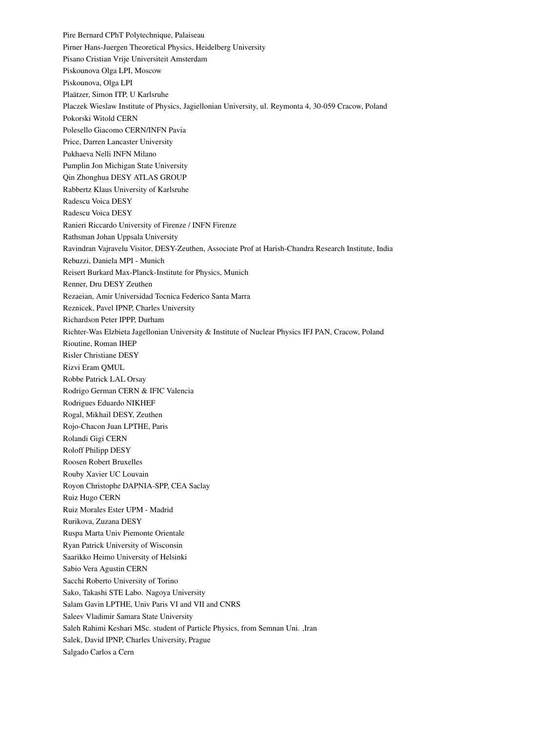Pire Bernard CPhT Polytechnique, Palaiseau

Pirner Hans-Juergen Theoretical Physics, Heidelberg University

Pisano Cristian Vrije Universiteit Amsterdam

Piskounova Olga LPI, Moscow

Piskounova, Olga LPI

Plaätzer, Simon ITP, U Karlsruhe

Placzek Wieslaw Institute of Physics, Jagiellonian University, ul. Reymonta 4, 30-059 Cracow, Poland

Pokorski Witold CERN

Polesello Giacomo CERN/INFN Pavia

Price, Darren Lancaster University

Pukhaeva Nelli INFN Milano

Pumplin Jon Michigan State University

Qin Zhonghua DESY ATLAS GROUP

Rabbertz Klaus University of Karlsruhe

Radescu Voica DESY

Radescu Voica DESY

Ranieri Riccardo University of Firenze / INFN Firenze

Rathsman Johan Uppsala University

Ravindran Vajravelu Visitor, DESY-Zeuthen, Associate Prof at Harish-Chandra Research Institute, India

Rebuzzi, Daniela MPI - Munich

Reisert Burkard Max-Planck-Institute for Physics, Munich

Renner, Dru DESY Zeuthen

Rezaeian, Amir Universidad Tocnica Federico Santa Marra

Reznicek, Pavel IPNP, Charles University

Richardson Peter IPPP, Durham

Richter-Was Elzbieta Jagellonian University & Institute of Nuclear Physics IFJ PAN, Cracow, Poland

Rioutine, Roman IHEP

Risler Christiane DESY

Rizvi Eram QMUL

Robbe Patrick LAL Orsay

Rodrigo German CERN & IFIC Valencia

Rodrigues Eduardo NIKHEF

Rogal, Mikhail DESY, Zeuthen

Rojo-Chacon Juan LPTHE, Paris

Rolandi Gigi CERN

Roloff Philipp DESY

Roosen Robert Bruxelles

Rouby Xavier UC Louvain

Royon Christophe DAPNIA-SPP, CEA Saclay

Ruiz Hugo CERN

Ruiz Morales Ester UPM - Madrid

Rurikova, Zuzana DESY

Ruspa Marta Univ Piemonte Orientale

Ryan Patrick University of Wisconsin

Saarikko Heimo University of Helsinki

Sabio Vera Agustin CERN

Sacchi Roberto University of Torino

Sako, Takashi STE Labo. Nagoya University

Salam Gavin LPTHE, Univ Paris VI and VII and CNRS

Saleev Vladimir Samara State University

Saleh Rahimi Keshari MSc. student of Particle Physics, from Semnan Uni. ,Iran

Salek, David IPNP, Charles University, Prague

Salgado Carlos a Cern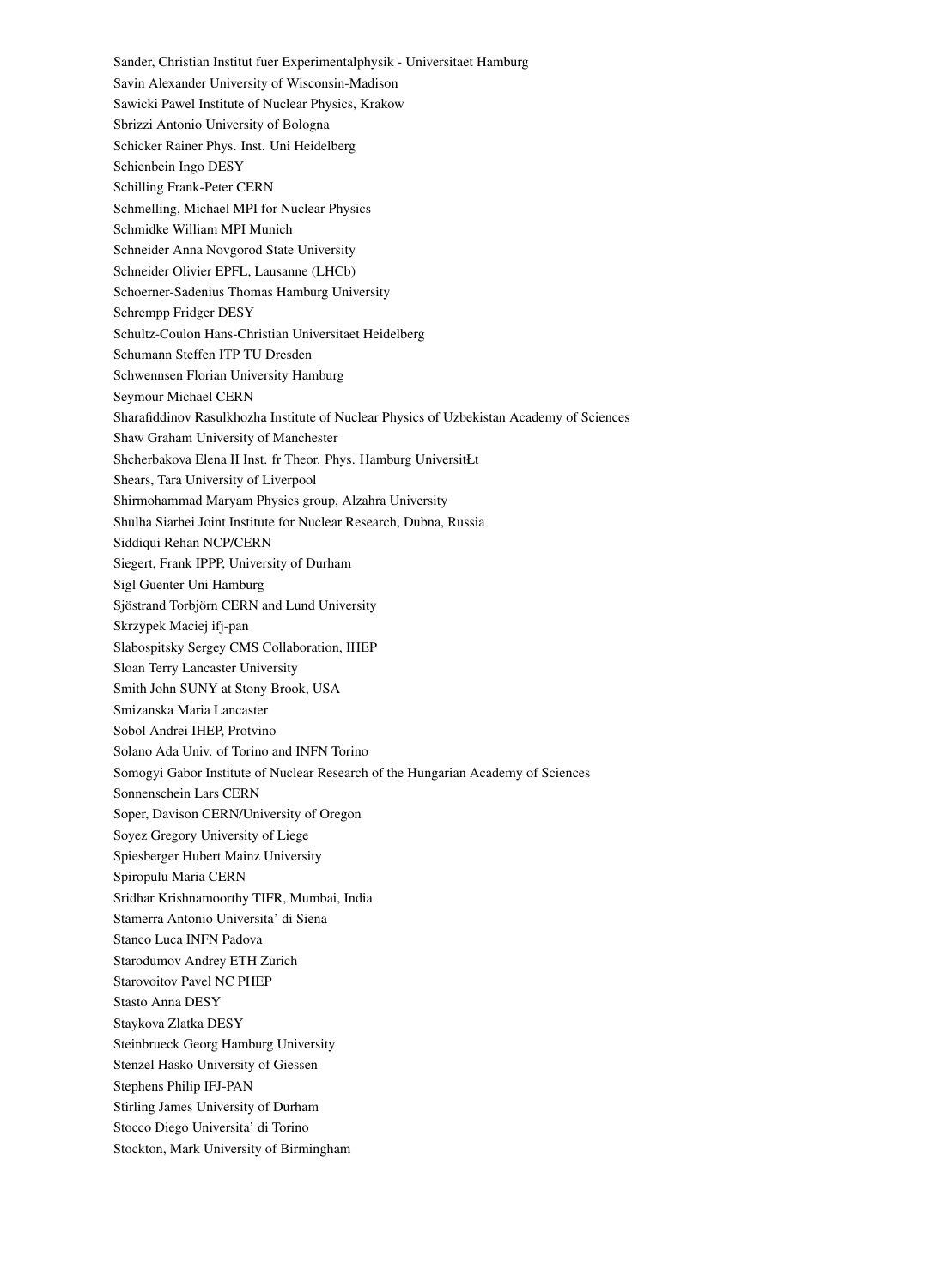Sander, Christian Institut fuer Experimentalphysik - Universitaet Hamburg

Savin Alexander University of Wisconsin-Madison

Sawicki Pawel Institute of Nuclear Physics, Krakow

Sbrizzi Antonio University of Bologna

Schicker Rainer Phys. Inst. Uni Heidelberg

Schienbein Ingo DESY

Schilling Frank-Peter CERN

Schmelling, Michael MPI for Nuclear Physics

Schmidke William MPI Munich

Schneider Anna Novgorod State University

Schneider Olivier EPFL, Lausanne (LHCb)

Schoerner-Sadenius Thomas Hamburg University

Schrempp Fridger DESY

Schultz-Coulon Hans-Christian Universitaet Heidelberg

Schumann Steffen ITP TU Dresden

Schwennsen Florian University Hamburg

Seymour Michael CERN

Sharafiddinov Rasulkhozha Institute of Nuclear Physics of Uzbekistan Academy of Sciences

Shaw Graham University of Manchester

Shcherbakova Elena II Inst. fr Theor. Phys. Hamburg UniversitŁt

Shears, Tara University of Liverpool

Shirmohammad Maryam Physics group, Alzahra University

Shulha Siarhei Joint Institute for Nuclear Research, Dubna, Russia

Siddiqui Rehan NCP/CERN

Siegert, Frank IPPP, University of Durham

Sigl Guenter Uni Hamburg

Sjöstrand Torbjörn CERN and Lund University

Skrzypek Maciej ifj-pan

Slabospitsky Sergey CMS Collaboration, IHEP

Sloan Terry Lancaster University

Smith John SUNY at Stony Brook, USA

Smizanska Maria Lancaster

Sobol Andrei IHEP, Protvino

Solano Ada Univ. of Torino and INFN Torino

Somogyi Gabor Institute of Nuclear Research of the Hungarian Academy of Sciences

Sonnenschein Lars CERN

Soper, Davison CERN/University of Oregon

Soyez Gregory University of Liege

Spiesberger Hubert Mainz University

Spiropulu Maria CERN

Sridhar Krishnamoorthy TIFR, Mumbai, India

Stamerra Antonio Universita' di Siena

Stanco Luca INFN Padova

Starodumov Andrey ETH Zurich

Starovoitov Pavel NC PHEP

Stasto Anna DESY

Staykova Zlatka DESY

Steinbrueck Georg Hamburg University

Stenzel Hasko University of Giessen

Stephens Philip IFJ-PAN

Stirling James University of Durham

Stocco Diego Universita' di Torino

Stockton, Mark University of Birmingham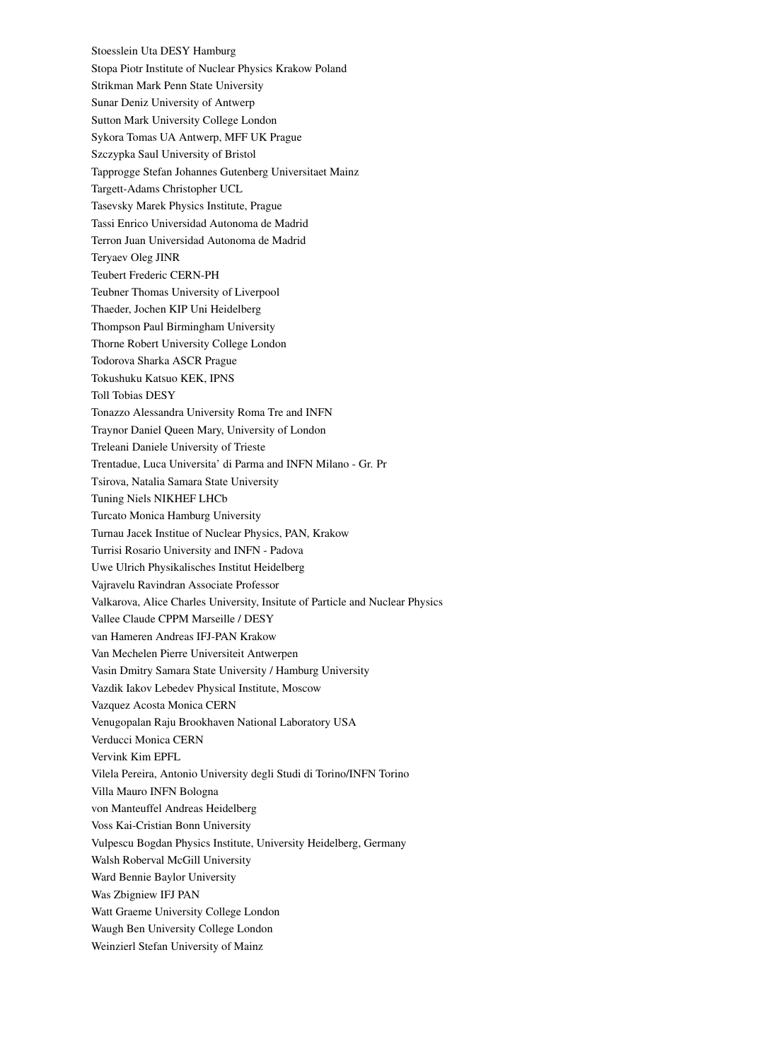Stoesslein Uta DESY Hamburg

Stopa Piotr Institute of Nuclear Physics Krakow Poland

Strikman Mark Penn State University

Sunar Deniz University of Antwerp

Sutton Mark University College London

Sykora Tomas UA Antwerp, MFF UK Prague

Szczypka Saul University of Bristol

Tapprogge Stefan Johannes Gutenberg Universitaet Mainz

Targett-Adams Christopher UCL

Tasevsky Marek Physics Institute, Prague

Tassi Enrico Universidad Autonoma de Madrid

Terron Juan Universidad Autonoma de Madrid

Teryaev Oleg JINR

Teubert Frederic CERN-PH

Teubner Thomas University of Liverpool

Thaeder, Jochen KIP Uni Heidelberg

Thompson Paul Birmingham University

Thorne Robert University College London

Todorova Sharka ASCR Prague

Tokushuku Katsuo KEK, IPNS

Toll Tobias DESY

Tonazzo Alessandra University Roma Tre and INFN

Traynor Daniel Queen Mary, University of London

Treleani Daniele University of Trieste

Trentadue, Luca Universita' di Parma and INFN Milano - Gr. Pr

Tsirova, Natalia Samara State University

Tuning Niels NIKHEF LHCb

Turcato Monica Hamburg University

Turnau Jacek Institue of Nuclear Physics, PAN, Krakow

Turrisi Rosario University and INFN - Padova

Uwe Ulrich Physikalisches Institut Heidelberg

Vajravelu Ravindran Associate Professor

Valkarova, Alice Charles University, Insitute of Particle and Nuclear Physics

Vallee Claude CPPM Marseille / DESY

van Hameren Andreas IFJ-PAN Krakow

Van Mechelen Pierre Universiteit Antwerpen

Vasin Dmitry Samara State University / Hamburg University

Vazdik Iakov Lebedev Physical Institute, Moscow

Vazquez Acosta Monica CERN

Venugopalan Raju Brookhaven National Laboratory USA

Verducci Monica CERN

Vervink Kim EPFL

Vilela Pereira, Antonio University degli Studi di Torino/INFN Torino

Villa Mauro INFN Bologna

von Manteuffel Andreas Heidelberg

Voss Kai-Cristian Bonn University

Vulpescu Bogdan Physics Institute, University Heidelberg, Germany

Walsh Roberval McGill University

Ward Bennie Baylor University

Was Zbigniew IFJ PAN

Watt Graeme University College London

Waugh Ben University College London

Weinzierl Stefan University of Mainz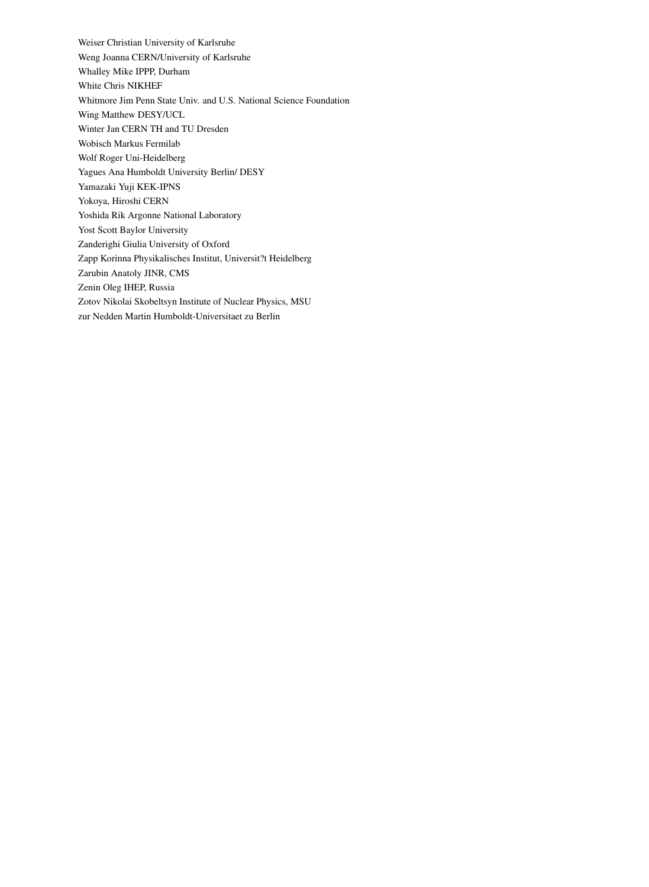Weiser Christian University of Karlsruhe

Weng Joanna CERN/University of Karlsruhe

Whalley Mike IPPP, Durham

White Chris NIKHEF

Whitmore Jim Penn State Univ. and U.S. National Science Foundation

Wing Matthew DESY/UCL

Winter Jan CERN TH and TU Dresden

Wobisch Markus Fermilab

Wolf Roger Uni-Heidelberg

Yagues Ana Humboldt University Berlin/ DESY

Yamazaki Yuji KEK-IPNS

Yokoya, Hiroshi CERN

Yoshida Rik Argonne National Laboratory

Yost Scott Baylor University

Zanderighi Giulia University of Oxford

Zapp Korinna Physikalisches Institut, Universit?t Heidelberg

Zarubin Anatoly JINR, CMS

Zenin Oleg IHEP, Russia

Zotov Nikolai Skobeltsyn Institute of Nuclear Physics, MSU

zur Nedden Martin Humboldt-Universitaet zu Berlin